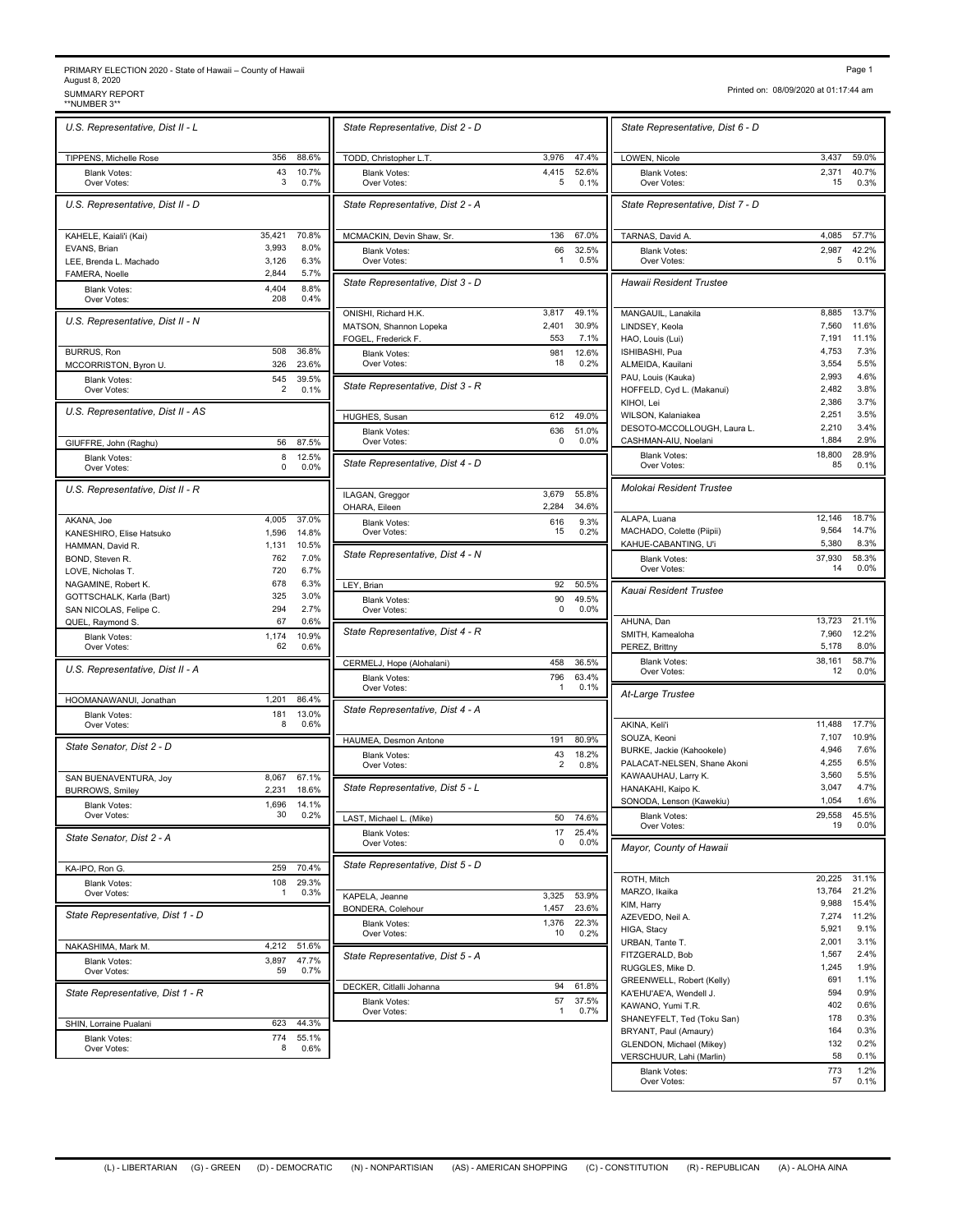PRIMARY ELECTION 2020 - State of Hawaii – County of Hawaii
August 8, 2020
SUMMARY REPORT
**NUMBER 3**

Printed on: 08/09/2020 at 01:17:44 am

### U.S. Representative, Dist II - L

| Candidate | Votes | % |
|---|---|---|
| TIPPENS, Michelle Rose | 356 | 88.6% |
| Blank Votes: | 43 | 10.7% |
| Over Votes: | 3 | 0.7% |

### U.S. Representative, Dist II - D

| Candidate | Votes | % |
|---|---|---|
| KAHELE, Kaiali'i (Kai) | 35,421 | 70.8% |
| EVANS, Brian | 3,993 | 8.0% |
| LEE, Brenda L. Machado | 3,126 | 6.3% |
| FAMERA, Noelle | 2,844 | 5.7% |
| Blank Votes: | 4,404 | 8.8% |
| Over Votes: | 208 | 0.4% |

### U.S. Representative, Dist II - N

| Candidate | Votes | % |
|---|---|---|
| BURRUS, Ron | 508 | 36.8% |
| MCCORRISTON, Byron U. | 326 | 23.6% |
| Blank Votes: | 545 | 39.5% |
| Over Votes: | 2 | 0.1% |

### U.S. Representative, Dist II - AS

| Candidate | Votes | % |
|---|---|---|
| GIUFFRE, John (Raghu) | 56 | 87.5% |
| Blank Votes: | 8 | 12.5% |
| Over Votes: | 0 | 0.0% |

### U.S. Representative, Dist II - R

| Candidate | Votes | % |
|---|---|---|
| AKANA, Joe | 4,005 | 37.0% |
| KANESHIRO, Elise Hatsuko | 1,596 | 14.8% |
| HAMMAN, David R. | 1,131 | 10.5% |
| BOND, Steven R. | 762 | 7.0% |
| LOVE, Nicholas T. | 720 | 6.7% |
| NAGAMINE, Robert K. | 678 | 6.3% |
| GOTTSCHALK, Karla (Bart) | 325 | 3.0% |
| SAN NICOLAS, Felipe C. | 294 | 2.7% |
| QUEL, Raymond S. | 67 | 0.6% |
| Blank Votes: | 1,174 | 10.9% |
| Over Votes: | 62 | 0.6% |

### U.S. Representative, Dist II - A

| Candidate | Votes | % |
|---|---|---|
| HOOMANAWANUI, Jonathan | 1,201 | 86.4% |
| Blank Votes: | 181 | 13.0% |
| Over Votes: | 8 | 0.6% |

### State Senator, Dist 2 - D

| Candidate | Votes | % |
|---|---|---|
| SAN BUENAVENTURA, Joy | 8,067 | 67.1% |
| BURROWS, Smiley | 2,231 | 18.6% |
| Blank Votes: | 1,696 | 14.1% |
| Over Votes: | 30 | 0.2% |

### State Senator, Dist 2 - A

| Candidate | Votes | % |
|---|---|---|
| KA-IPO, Ron G. | 259 | 70.4% |
| Blank Votes: | 108 | 29.3% |
| Over Votes: | 1 | 0.3% |

### State Representative, Dist 1 - D

| Candidate | Votes | % |
|---|---|---|
| NAKASHIMA, Mark M. | 4,212 | 51.6% |
| Blank Votes: | 3,897 | 47.7% |
| Over Votes: | 59 | 0.7% |

### State Representative, Dist 1 - R

| Candidate | Votes | % |
|---|---|---|
| SHIN, Lorraine Pualani | 623 | 44.3% |
| Blank Votes: | 774 | 55.1% |
| Over Votes: | 8 | 0.6% |

### State Representative, Dist 2 - D

| Candidate | Votes | % |
|---|---|---|
| TODD, Christopher L.T. | 3,976 | 47.4% |
| Blank Votes: | 4,415 | 52.6% |
| Over Votes: | 5 | 0.1% |

### State Representative, Dist 2 - A

| Candidate | Votes | % |
|---|---|---|
| MCMACKIN, Devin Shaw, Sr. | 136 | 67.0% |
| Blank Votes: | 66 | 32.5% |
| Over Votes: | 1 | 0.5% |

### State Representative, Dist 3 - D

| Candidate | Votes | % |
|---|---|---|
| ONISHI, Richard H.K. | 3,817 | 49.1% |
| MATSON, Shannon Lopeka | 2,401 | 30.9% |
| FOGEL, Frederick F. | 553 | 7.1% |
| Blank Votes: | 981 | 12.6% |
| Over Votes: | 18 | 0.2% |

### State Representative, Dist 3 - R

| Candidate | Votes | % |
|---|---|---|
| HUGHES, Susan | 612 | 49.0% |
| Blank Votes: | 636 | 51.0% |
| Over Votes: | 0 | 0.0% |

### State Representative, Dist 4 - D

| Candidate | Votes | % |
|---|---|---|
| ILAGAN, Greggor | 3,679 | 55.8% |
| OHARA, Eileen | 2,284 | 34.6% |
| Blank Votes: | 616 | 9.3% |
| Over Votes: | 15 | 0.2% |

### State Representative, Dist 4 - N

| Candidate | Votes | % |
|---|---|---|
| LEY, Brian | 92 | 50.5% |
| Blank Votes: | 90 | 49.5% |
| Over Votes: | 0 | 0.0% |

### State Representative, Dist 4 - R

| Candidate | Votes | % |
|---|---|---|
| CERMELJ, Hope (Alohalani) | 458 | 36.5% |
| Blank Votes: | 796 | 63.4% |
| Over Votes: | 1 | 0.1% |

### State Representative, Dist 4 - A

| Candidate | Votes | % |
|---|---|---|
| HAUMEA, Desmon Antone | 191 | 80.9% |
| Blank Votes: | 43 | 18.2% |
| Over Votes: | 2 | 0.8% |

### State Representative, Dist 5 - L

| Candidate | Votes | % |
|---|---|---|
| LAST, Michael L. (Mike) | 50 | 74.6% |
| Blank Votes: | 17 | 25.4% |
| Over Votes: | 0 | 0.0% |

### State Representative, Dist 5 - D

| Candidate | Votes | % |
|---|---|---|
| KAPELA, Jeanne | 3,325 | 53.9% |
| BONDERA, Colehour | 1,457 | 23.6% |
| Blank Votes: | 1,376 | 22.3% |
| Over Votes: | 10 | 0.2% |

### State Representative, Dist 5 - A

| Candidate | Votes | % |
|---|---|---|
| DECKER, Citlalli Johanna | 94 | 61.8% |
| Blank Votes: | 57 | 37.5% |
| Over Votes: | 1 | 0.7% |

### State Representative, Dist 6 - D

| Candidate | Votes | % |
|---|---|---|
| LOWEN, Nicole | 3,437 | 59.0% |
| Blank Votes: | 2,371 | 40.7% |
| Over Votes: | 15 | 0.3% |

### State Representative, Dist 7 - D

| Candidate | Votes | % |
|---|---|---|
| TARNAS, David A. | 4,085 | 57.7% |
| Blank Votes: | 2,987 | 42.2% |
| Over Votes: | 5 | 0.1% |

### Hawaii Resident Trustee

| Candidate | Votes | % |
|---|---|---|
| MANGAUIL, Lanakila | 8,885 | 13.7% |
| LINDSEY, Keola | 7,560 | 11.6% |
| HAO, Louis (Lui) | 7,191 | 11.1% |
| ISHIBASHI, Pua | 4,753 | 7.3% |
| ALMEIDA, Kauilani | 3,554 | 5.5% |
| PAU, Louis (Kauka) | 2,993 | 4.6% |
| HOFFELD, Cyd L. (Makanui) | 2,482 | 3.8% |
| KIHOI, Lei | 2,386 | 3.7% |
| WILSON, Kalaniakea | 2,251 | 3.5% |
| DESOTO-MCCOLLOUGH, Laura L. | 2,210 | 3.4% |
| CASHMAN-AIU, Noelani | 1,884 | 2.9% |
| Blank Votes: | 18,800 | 28.9% |
| Over Votes: | 85 | 0.1% |

### Molokai Resident Trustee

| Candidate | Votes | % |
|---|---|---|
| ALAPA, Luana | 12,146 | 18.7% |
| MACHADO, Colette (Piipii) | 9,564 | 14.7% |
| KAHUE-CABANTING, U'i | 5,380 | 8.3% |
| Blank Votes: | 37,930 | 58.3% |
| Over Votes: | 14 | 0.0% |

### Kauai Resident Trustee

| Candidate | Votes | % |
|---|---|---|
| AHUNA, Dan | 13,723 | 21.1% |
| SMITH, Kamealoha | 7,960 | 12.2% |
| PEREZ, Brittny | 5,178 | 8.0% |
| Blank Votes: | 38,161 | 58.7% |
| Over Votes: | 12 | 0.0% |

### At-Large Trustee

| Candidate | Votes | % |
|---|---|---|
| AKINA, Keli'i | 11,488 | 17.7% |
| SOUZA, Keoni | 7,107 | 10.9% |
| BURKE, Jackie (Kahookele) | 4,946 | 7.6% |
| PALACAT-NELSEN, Shane Akoni | 4,255 | 6.5% |
| KAWAAUHAU, Larry K. | 3,560 | 5.5% |
| HANAKAHI, Kaipo K. | 3,047 | 4.7% |
| SONODA, Lenson (Kawekiu) | 1,054 | 1.6% |
| Blank Votes: | 29,558 | 45.5% |
| Over Votes: | 19 | 0.0% |

### Mayor, County of Hawaii

| Candidate | Votes | % |
|---|---|---|
| ROTH, Mitch | 20,225 | 31.1% |
| MARZO, Ikaika | 13,764 | 21.2% |
| KIM, Harry | 9,988 | 15.4% |
| AZEVEDO, Neil A. | 7,274 | 11.2% |
| HIGA, Stacy | 5,921 | 9.1% |
| URBAN, Tante T. | 2,001 | 3.1% |
| FITZGERALD, Bob | 1,567 | 2.4% |
| RUGGLES, Mike D. | 1,245 | 1.9% |
| GREENWELL, Robert (Kelly) | 691 | 1.1% |
| KA'EHU'AE'A, Wendell J. | 594 | 0.9% |
| KAWANO, Yumi T.R. | 402 | 0.6% |
| SHANEYFELT, Ted (Toku San) | 178 | 0.3% |
| BRYANT, Paul (Amaury) | 164 | 0.3% |
| GLENDON, Michael (Mikey) | 132 | 0.2% |
| VERSCHUUR, Lahi (Marlin) | 58 | 0.1% |
| Blank Votes: | 773 | 1.2% |
| Over Votes: | 57 | 0.1% |

(L) - LIBERTARIAN (G) - GREEN (D) - DEMOCRATIC (N) - NONPARTISIAN (AS) - AMERICAN SHOPPING (C) - CONSTITUTION (R) - REPUBLICAN (A) - ALOHA AINA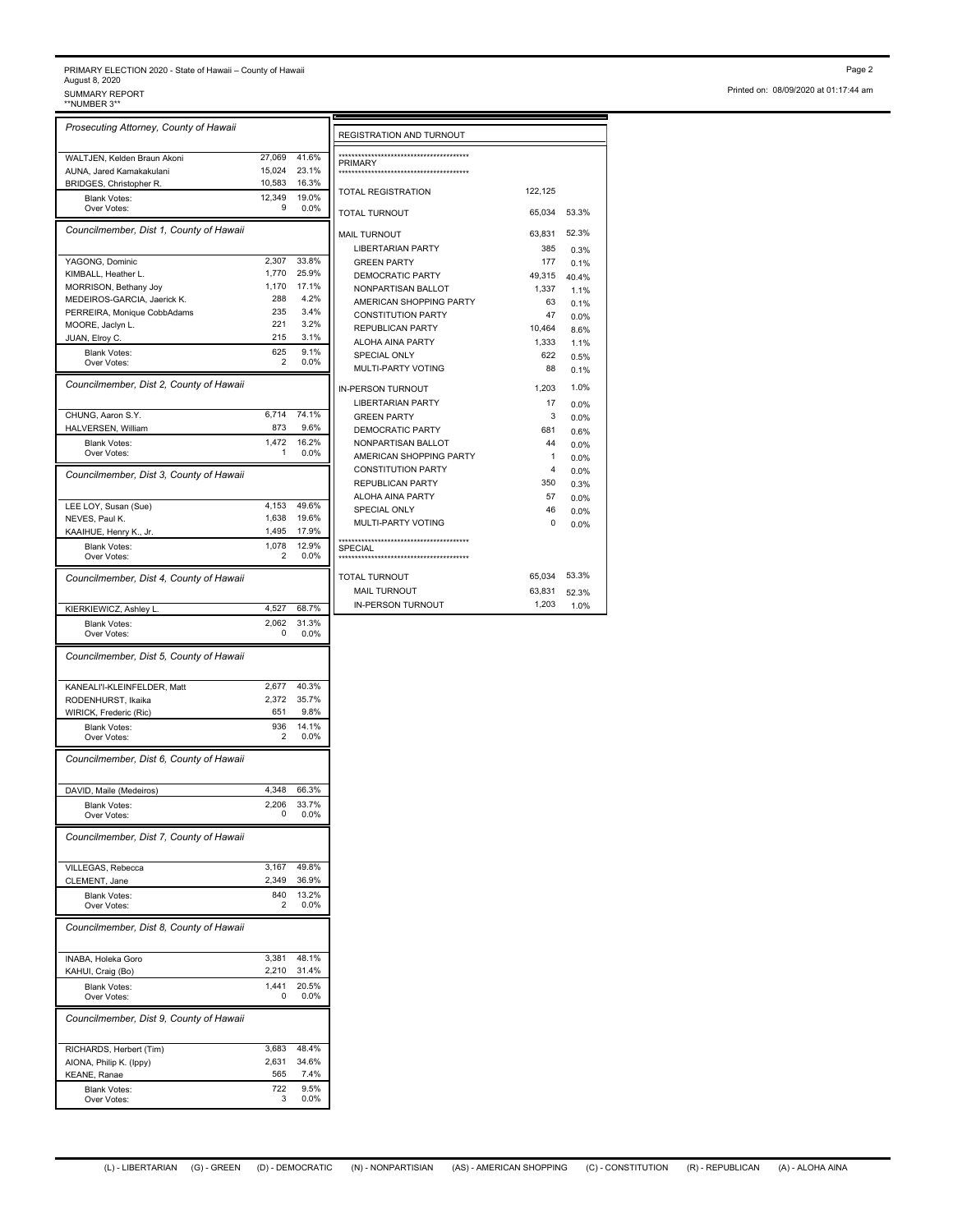PRIMARY ELECTION 2020 - State of Hawaii – County of Hawaii
August 8, 2020
SUMMARY REPORT
**NUMBER 3**

Printed on: 08/09/2020 at 01:17:44 am

### Prosecuting Attorney, County of Hawaii

| | | |
|---|---|---|
| WALTJEN, Kelden Braun Akoni | 27,069 | 41.6% |
| AUNA, Jared Kamakakulani | 15,024 | 23.1% |
| BRIDGES, Christopher R. | 10,583 | 16.3% |
| Blank Votes: | 12,349 | 19.0% |
| Over Votes: | 9 | 0.0% |

### Councilmember, Dist 1, County of Hawaii

| | | |
|---|---|---|
| YAGONG, Dominic | 2,307 | 33.8% |
| KIMBALL, Heather L. | 1,770 | 25.9% |
| MORRISON, Bethany Joy | 1,170 | 17.1% |
| MEDEIROS-GARCIA, Jaerick K. | 288 | 4.2% |
| PERREIRA, Monique CobbAdams | 235 | 3.4% |
| MOORE, Jaclyn L. | 221 | 3.2% |
| JUAN, Elroy C. | 215 | 3.1% |
| Blank Votes: | 625 | 9.1% |
| Over Votes: | 2 | 0.0% |

### Councilmember, Dist 2, County of Hawaii

| | | |
|---|---|---|
| CHUNG, Aaron S.Y. | 6,714 | 74.1% |
| HALVERSEN, William | 873 | 9.6% |
| Blank Votes: | 1,472 | 16.2% |
| Over Votes: | 1 | 0.0% |

### Councilmember, Dist 3, County of Hawaii

| | | |
|---|---|---|
| LEE LOY, Susan (Sue) | 4,153 | 49.6% |
| NEVES, Paul K. | 1,638 | 19.6% |
| KAAIHUE, Henry K., Jr. | 1,495 | 17.9% |
| Blank Votes: | 1,078 | 12.9% |
| Over Votes: | 2 | 0.0% |

### Councilmember, Dist 4, County of Hawaii

| | | |
|---|---|---|
| KIERKIEWICZ, Ashley L. | 4,527 | 68.7% |
| Blank Votes: | 2,062 | 31.3% |
| Over Votes: | 0 | 0.0% |

### Councilmember, Dist 5, County of Hawaii

| | | |
|---|---|---|
| KANEALI'I-KLEINFELDER, Matt | 2,677 | 40.3% |
| RODENHURST, Ikaika | 2,372 | 35.7% |
| WIRICK, Frederic (Ric) | 651 | 9.8% |
| Blank Votes: | 936 | 14.1% |
| Over Votes: | 2 | 0.0% |

### Councilmember, Dist 6, County of Hawaii

| | | |
|---|---|---|
| DAVID, Maile (Medeiros) | 4,348 | 66.3% |
| Blank Votes: | 2,206 | 33.7% |
| Over Votes: | 0 | 0.0% |

### Councilmember, Dist 7, County of Hawaii

| | | |
|---|---|---|
| VILLEGAS, Rebecca | 3,167 | 49.8% |
| CLEMENT, Jane | 2,349 | 36.9% |
| Blank Votes: | 840 | 13.2% |
| Over Votes: | 2 | 0.0% |

### Councilmember, Dist 8, County of Hawaii

| | | |
|---|---|---|
| INABA, Holeka Goro | 3,381 | 48.1% |
| KAHUI, Craig (Bo) | 2,210 | 31.4% |
| Blank Votes: | 1,441 | 20.5% |
| Over Votes: | 0 | 0.0% |

### Councilmember, Dist 9, County of Hawaii

| | | |
|---|---|---|
| RICHARDS, Herbert (Tim) | 3,683 | 48.4% |
| AIONA, Philip K. (Ippy) | 2,631 | 34.6% |
| KEANE, Ranae | 565 | 7.4% |
| Blank Votes: | 722 | 9.5% |
| Over Votes: | 3 | 0.0% |

### REGISTRATION AND TURNOUT

PRIMARY

| | | |
|---|---|---|
| TOTAL REGISTRATION | 122,125 | |
| TOTAL TURNOUT | 65,034 | 53.3% |
| MAIL TURNOUT | 63,831 | 52.3% |
| LIBERTARIAN PARTY | 385 | 0.3% |
| GREEN PARTY | 177 | 0.1% |
| DEMOCRATIC PARTY | 49,315 | 40.4% |
| NONPARTISAN BALLOT | 1,337 | 1.1% |
| AMERICAN SHOPPING PARTY | 63 | 0.1% |
| CONSTITUTION PARTY | 47 | 0.0% |
| REPUBLICAN PARTY | 10,464 | 8.6% |
| ALOHA AINA PARTY | 1,333 | 1.1% |
| SPECIAL ONLY | 622 | 0.5% |
| MULTI-PARTY VOTING | 88 | 0.1% |
| IN-PERSON TURNOUT | 1,203 | 1.0% |
| LIBERTARIAN PARTY | 17 | 0.0% |
| GREEN PARTY | 3 | 0.0% |
| DEMOCRATIC PARTY | 681 | 0.6% |
| NONPARTISAN BALLOT | 44 | 0.0% |
| AMERICAN SHOPPING PARTY | 1 | 0.0% |
| CONSTITUTION PARTY | 4 | 0.0% |
| REPUBLICAN PARTY | 350 | 0.3% |
| ALOHA AINA PARTY | 57 | 0.0% |
| SPECIAL ONLY | 46 | 0.0% |
| MULTI-PARTY VOTING | 0 | 0.0% |

SPECIAL

| | | |
|---|---|---|
| TOTAL TURNOUT | 65,034 | 53.3% |
| MAIL TURNOUT | 63,831 | 52.3% |
| IN-PERSON TURNOUT | 1,203 | 1.0% |

(L) - LIBERTARIAN (G) - GREEN (D) - DEMOCRATIC (N) - NONPARTISIAN (AS) - AMERICAN SHOPPING (C) - CONSTITUTION (R) - REPUBLICAN (A) - ALOHA AINA